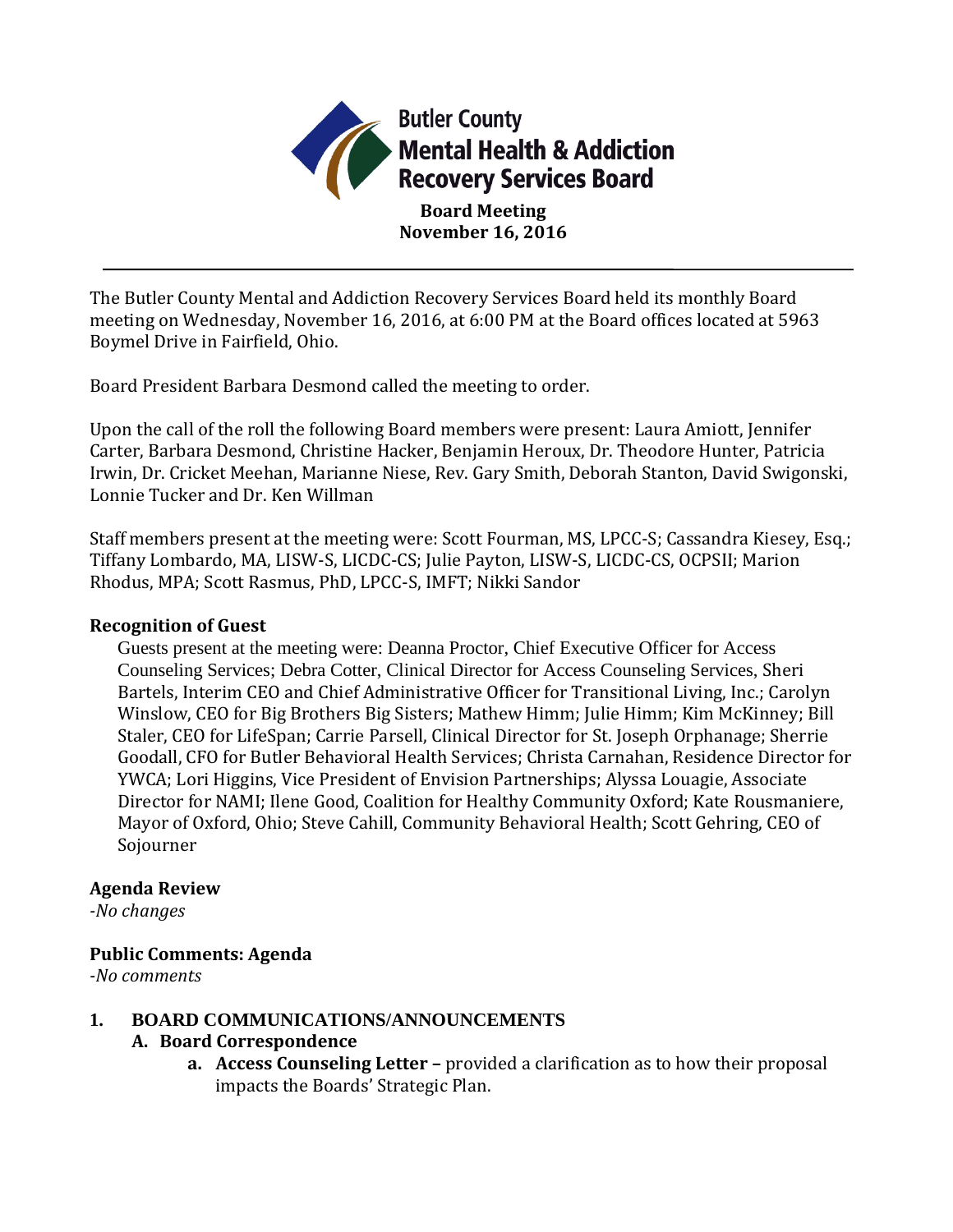# Butler County Mental Health & Addiction Recovery Services Board

**Board Meeting**
**November 16, 2016**

---

The Butler County Mental and Addiction Recovery Services Board held its monthly Board meeting on Wednesday, November 16, 2016, at 6:00 PM at the Board offices located at 5963 Boymel Drive in Fairfield, Ohio.

Board President Barbara Desmond called the meeting to order.

Upon the call of the roll the following Board members were present: Laura Amiott, Jennifer Carter, Barbara Desmond, Christine Hacker, Benjamin Heroux, Dr. Theodore Hunter, Patricia Irwin, Dr. Cricket Meehan, Marianne Niese, Rev. Gary Smith, Deborah Stanton, David Swigonski, Lonnie Tucker and Dr. Ken Willman

Staff members present at the meeting were: Scott Fourman, MS, LPCC-S; Cassandra Kiesey, Esq.; Tiffany Lombardo, MA, LISW-S, LICDC-CS; Julie Payton, LISW-S, LICDC-CS, OCPSII; Marion Rhodus, MPA; Scott Rasmus, PhD, LPCC-S, IMFT; Nikki Sandor

### Recognition of Guest

Guests present at the meeting were: Deanna Proctor, Chief Executive Officer for Access Counseling Services; Debra Cotter, Clinical Director for Access Counseling Services, Sheri Bartels, Interim CEO and Chief Administrative Officer for Transitional Living, Inc.; Carolyn Winslow, CEO for Big Brothers Big Sisters; Mathew Himm; Julie Himm; Kim McKinney; Bill Staler, CEO for LifeSpan; Carrie Parsell, Clinical Director for St. Joseph Orphanage; Sherrie Goodall, CFO for Butler Behavioral Health Services; Christa Carnahan, Residence Director for YWCA; Lori Higgins, Vice President of Envision Partnerships; Alyssa Louagie, Associate Director for NAMI; Ilene Good, Coalition for Healthy Community Oxford; Kate Rousmaniere, Mayor of Oxford, Ohio; Steve Cahill, Community Behavioral Health; Scott Gehring, CEO of Sojourner

### Agenda Review

*-No changes*

### Public Comments: Agenda

*-No comments*

### 1. BOARD COMMUNICATIONS/ANNOUNCEMENTS

**A. Board Correspondence**

a. **Access Counseling Letter –** provided a clarification as to how their proposal impacts the Boards' Strategic Plan.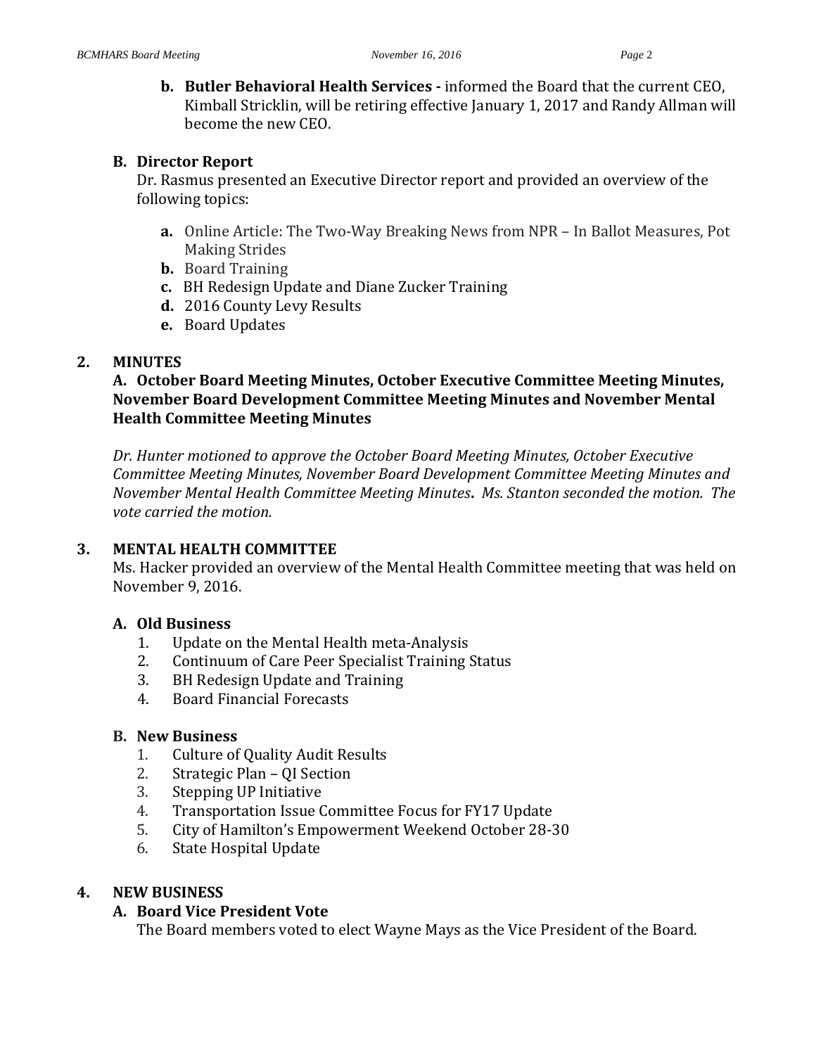**b. Butler Behavioral Health Services -** informed the Board that the current CEO, Kimball Stricklin, will be retiring effective January 1, 2017 and Randy Allman will become the new CEO.

### B. Director Report

Dr. Rasmus presented an Executive Director report and provided an overview of the following topics:

- **a.** Online Article: The Two-Way Breaking News from NPR – In Ballot Measures, Pot Making Strides
- **b.** Board Training
- **c.** BH Redesign Update and Diane Zucker Training
- **d.** 2016 County Levy Results
- **e.** Board Updates

## 2. MINUTES

### A. October Board Meeting Minutes, October Executive Committee Meeting Minutes, November Board Development Committee Meeting Minutes and November Mental Health Committee Meeting Minutes

*Dr. Hunter motioned to approve the October Board Meeting Minutes, October Executive Committee Meeting Minutes, November Board Development Committee Meeting Minutes and November Mental Health Committee Meeting Minutes.* ***.*** *Ms. Stanton seconded the motion. The vote carried the motion.*

## 3. MENTAL HEALTH COMMITTEE

Ms. Hacker provided an overview of the Mental Health Committee meeting that was held on November 9, 2016.

### A. Old Business

1. Update on the Mental Health meta-Analysis
2. Continuum of Care Peer Specialist Training Status
3. BH Redesign Update and Training
4. Board Financial Forecasts

### B. New Business

1. Culture of Quality Audit Results
2. Strategic Plan – QI Section
3. Stepping UP Initiative
4. Transportation Issue Committee Focus for FY17 Update
5. City of Hamilton's Empowerment Weekend October 28-30
6. State Hospital Update

## 4. NEW BUSINESS

### A. Board Vice President Vote

The Board members voted to elect Wayne Mays as the Vice President of the Board.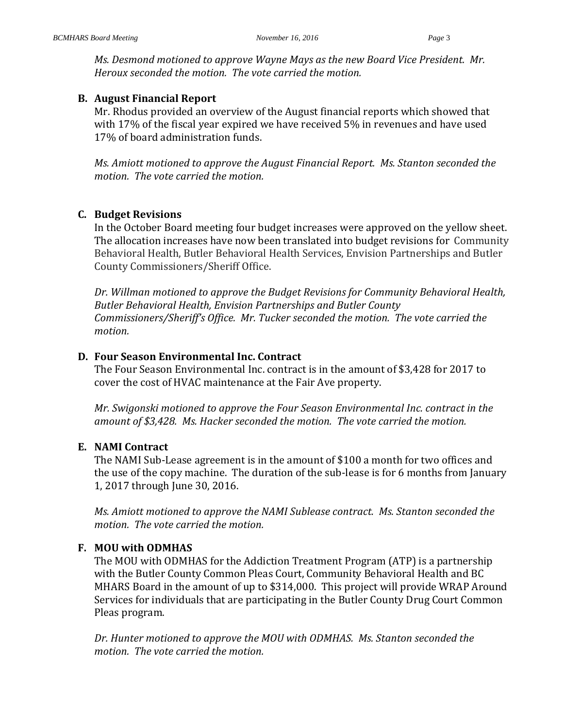*Ms. Desmond motioned to approve Wayne Mays as the new Board Vice President. Mr. Heroux seconded the motion. The vote carried the motion.*

**B. August Financial Report**

Mr. Rhodus provided an overview of the August financial reports which showed that with 17% of the fiscal year expired we have received 5% in revenues and have used 17% of board administration funds.

*Ms. Amiott motioned to approve the August Financial Report. Ms. Stanton seconded the motion. The vote carried the motion.*

**C. Budget Revisions**

In the October Board meeting four budget increases were approved on the yellow sheet. The allocation increases have now been translated into budget revisions for Community Behavioral Health, Butler Behavioral Health Services, Envision Partnerships and Butler County Commissioners/Sheriff Office.

*Dr. Willman motioned to approve the Budget Revisions for Community Behavioral Health, Butler Behavioral Health, Envision Partnerships and Butler County Commissioners/Sheriff's Office. Mr. Tucker seconded the motion. The vote carried the motion.*

**D. Four Season Environmental Inc. Contract**

The Four Season Environmental Inc. contract is in the amount of $3,428 for 2017 to cover the cost of HVAC maintenance at the Fair Ave property.

*Mr. Swigonski motioned to approve the Four Season Environmental Inc. contract in the amount of $3,428. Ms. Hacker seconded the motion. The vote carried the motion.*

**E. NAMI Contract**

The NAMI Sub-Lease agreement is in the amount of $100 a month for two offices and the use of the copy machine. The duration of the sub-lease is for 6 months from January 1, 2017 through June 30, 2016.

*Ms. Amiott motioned to approve the NAMI Sublease contract. Ms. Stanton seconded the motion. The vote carried the motion.*

**F. MOU with ODMHAS**

The MOU with ODMHAS for the Addiction Treatment Program (ATP) is a partnership with the Butler County Common Pleas Court, Community Behavioral Health and BC MHARS Board in the amount of up to $314,000. This project will provide WRAP Around Services for individuals that are participating in the Butler County Drug Court Common Pleas program.

*Dr. Hunter motioned to approve the MOU with ODMHAS. Ms. Stanton seconded the motion. The vote carried the motion.*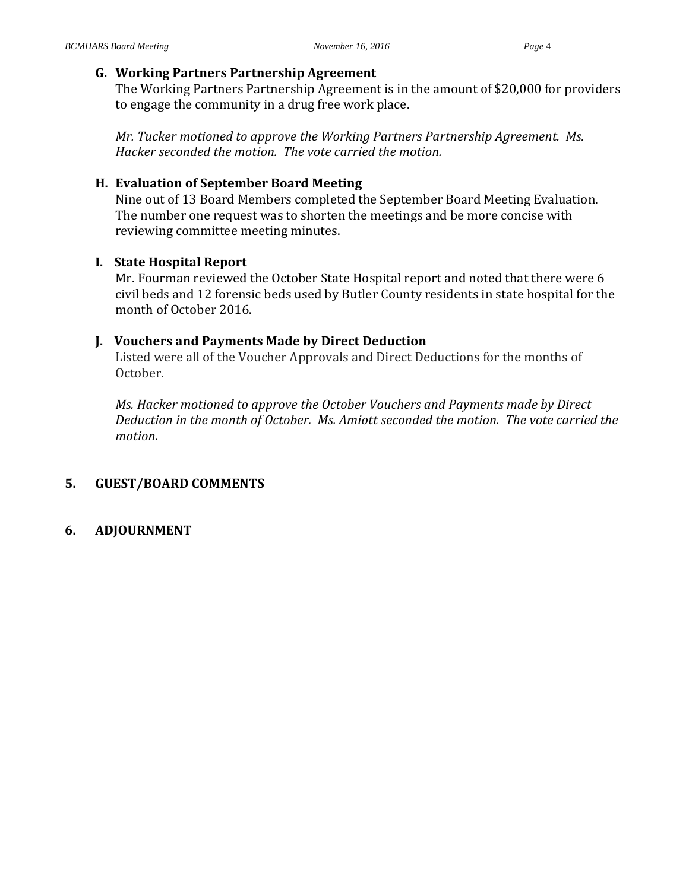### G. Working Partners Partnership Agreement

The Working Partners Partnership Agreement is in the amount of $20,000 for providers to engage the community in a drug free work place.

*Mr. Tucker motioned to approve the Working Partners Partnership Agreement. Ms. Hacker seconded the motion. The vote carried the motion.*

### H. Evaluation of September Board Meeting

Nine out of 13 Board Members completed the September Board Meeting Evaluation. The number one request was to shorten the meetings and be more concise with reviewing committee meeting minutes.

### I. State Hospital Report

Mr. Fourman reviewed the October State Hospital report and noted that there were 6 civil beds and 12 forensic beds used by Butler County residents in state hospital for the month of October 2016.

### J. Vouchers and Payments Made by Direct Deduction

Listed were all of the Voucher Approvals and Direct Deductions for the months of October.

*Ms. Hacker motioned to approve the October Vouchers and Payments made by Direct Deduction in the month of October. Ms. Amiott seconded the motion. The vote carried the motion.*

## 5. GUEST/BOARD COMMENTS

## 6. ADJOURNMENT